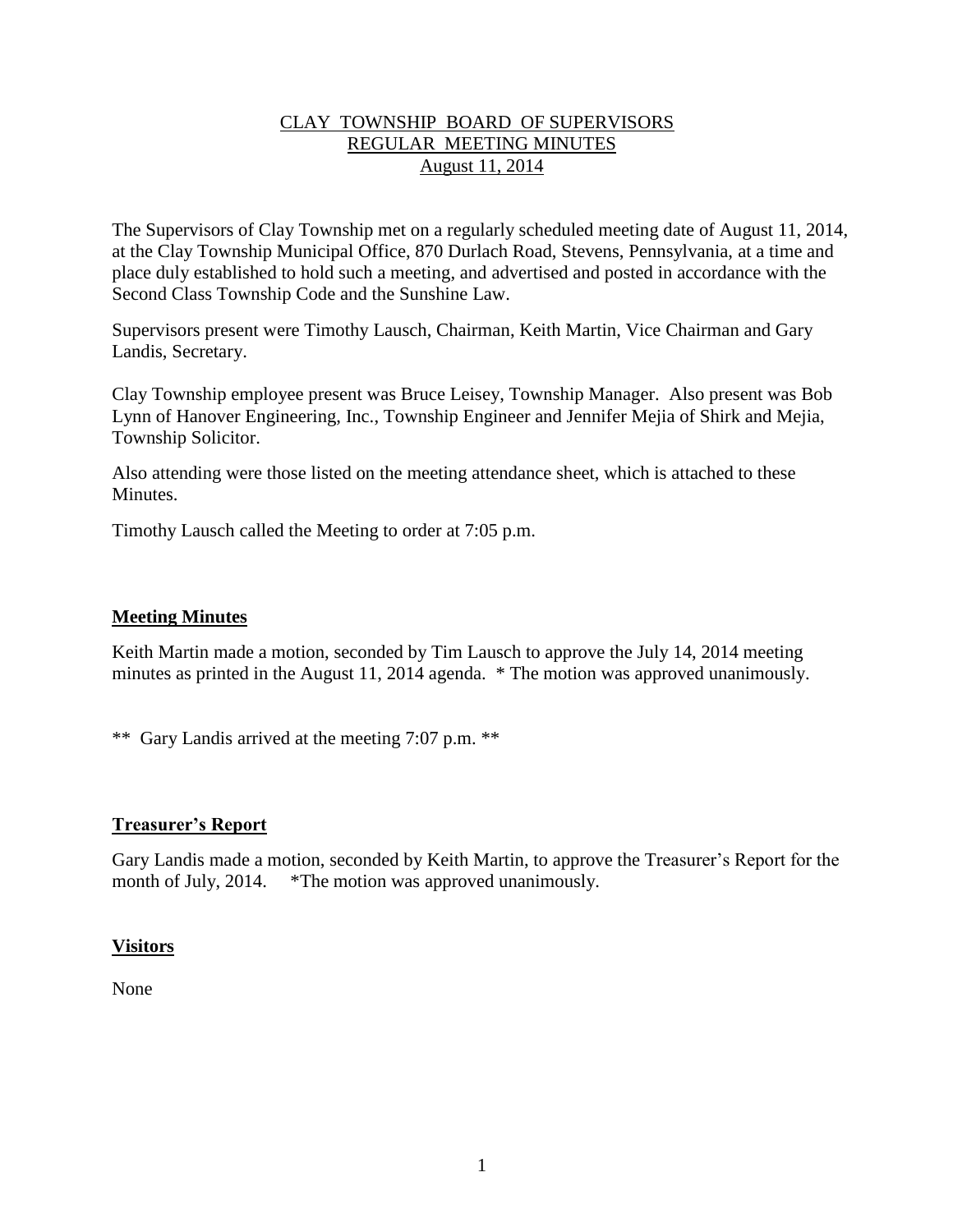# CLAY TOWNSHIP BOARD OF SUPERVISORS
## REGULAR MEETING MINUTES
## August 11, 2014

The Supervisors of Clay Township met on a regularly scheduled meeting date of August 11, 2014, at the Clay Township Municipal Office, 870 Durlach Road, Stevens, Pennsylvania, at a time and place duly established to hold such a meeting, and advertised and posted in accordance with the Second Class Township Code and the Sunshine Law.

Supervisors present were Timothy Lausch, Chairman, Keith Martin, Vice Chairman and Gary Landis, Secretary.

Clay Township employee present was Bruce Leisey, Township Manager. Also present was Bob Lynn of Hanover Engineering, Inc., Township Engineer and Jennifer Mejia of Shirk and Mejia, Township Solicitor.

Also attending were those listed on the meeting attendance sheet, which is attached to these Minutes.

Timothy Lausch called the Meeting to order at 7:05 p.m.

### Meeting Minutes

Keith Martin made a motion, seconded by Tim Lausch to approve the July 14, 2014 meeting minutes as printed in the August 11, 2014 agenda. * The motion was approved unanimously.

** Gary Landis arrived at the meeting 7:07 p.m. **

### Treasurer's Report

Gary Landis made a motion, seconded by Keith Martin, to approve the Treasurer's Report for the month of July, 2014. *The motion was approved unanimously.

### Visitors

None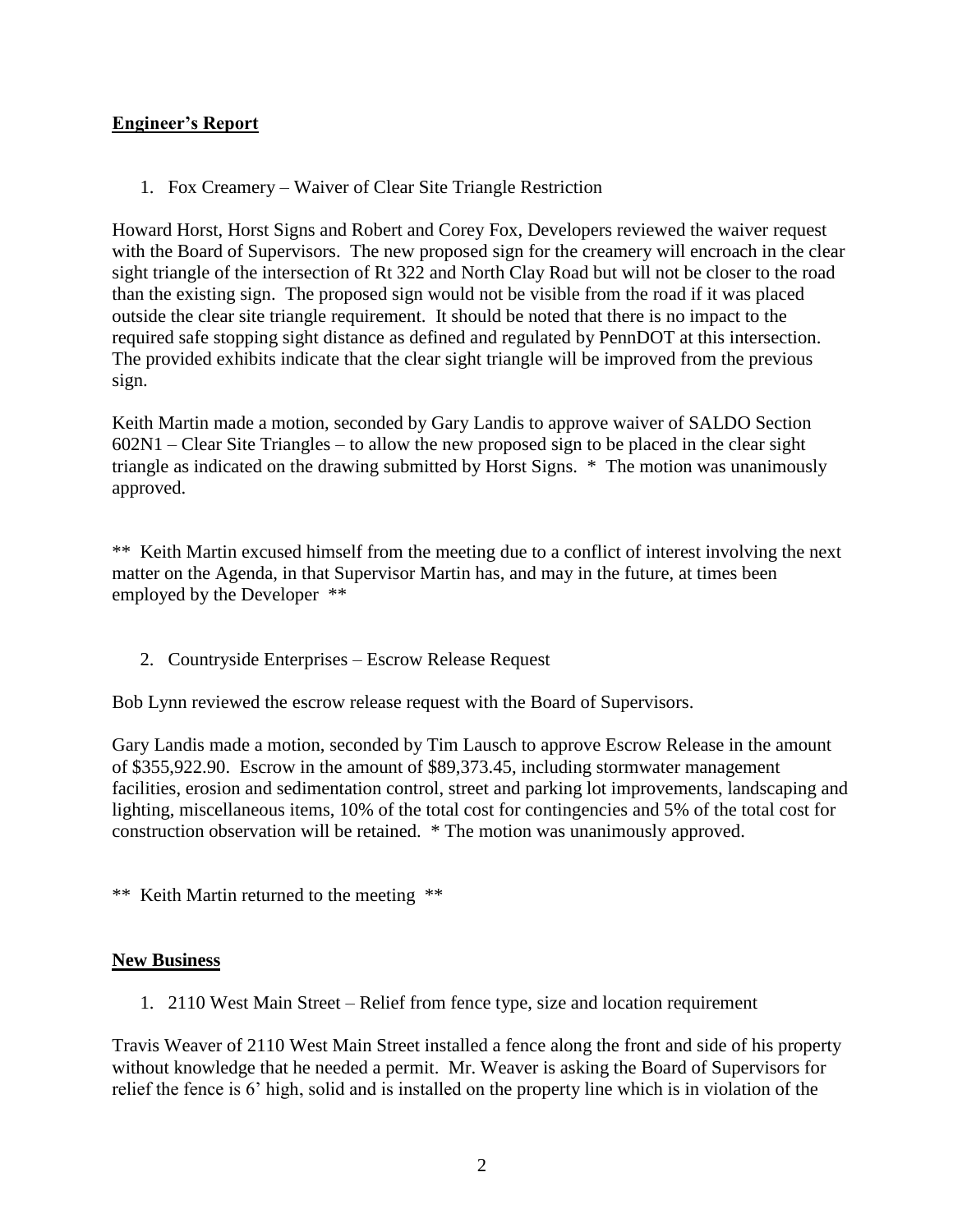## Engineer's Report

1. Fox Creamery – Waiver of Clear Site Triangle Restriction

Howard Horst, Horst Signs and Robert and Corey Fox, Developers reviewed the waiver request with the Board of Supervisors. The new proposed sign for the creamery will encroach in the clear sight triangle of the intersection of Rt 322 and North Clay Road but will not be closer to the road than the existing sign. The proposed sign would not be visible from the road if it was placed outside the clear site triangle requirement. It should be noted that there is no impact to the required safe stopping sight distance as defined and regulated by PennDOT at this intersection. The provided exhibits indicate that the clear sight triangle will be improved from the previous sign.

Keith Martin made a motion, seconded by Gary Landis to approve waiver of SALDO Section 602N1 – Clear Site Triangles – to allow the new proposed sign to be placed in the clear sight triangle as indicated on the drawing submitted by Horst Signs. * The motion was unanimously approved.

** Keith Martin excused himself from the meeting due to a conflict of interest involving the next matter on the Agenda, in that Supervisor Martin has, and may in the future, at times been employed by the Developer **

2. Countryside Enterprises – Escrow Release Request

Bob Lynn reviewed the escrow release request with the Board of Supervisors.

Gary Landis made a motion, seconded by Tim Lausch to approve Escrow Release in the amount of $355,922.90. Escrow in the amount of $89,373.45, including stormwater management facilities, erosion and sedimentation control, street and parking lot improvements, landscaping and lighting, miscellaneous items, 10% of the total cost for contingencies and 5% of the total cost for construction observation will be retained. * The motion was unanimously approved.

** Keith Martin returned to the meeting **

## New Business

1. 2110 West Main Street – Relief from fence type, size and location requirement

Travis Weaver of 2110 West Main Street installed a fence along the front and side of his property without knowledge that he needed a permit. Mr. Weaver is asking the Board of Supervisors for relief the fence is 6' high, solid and is installed on the property line which is in violation of the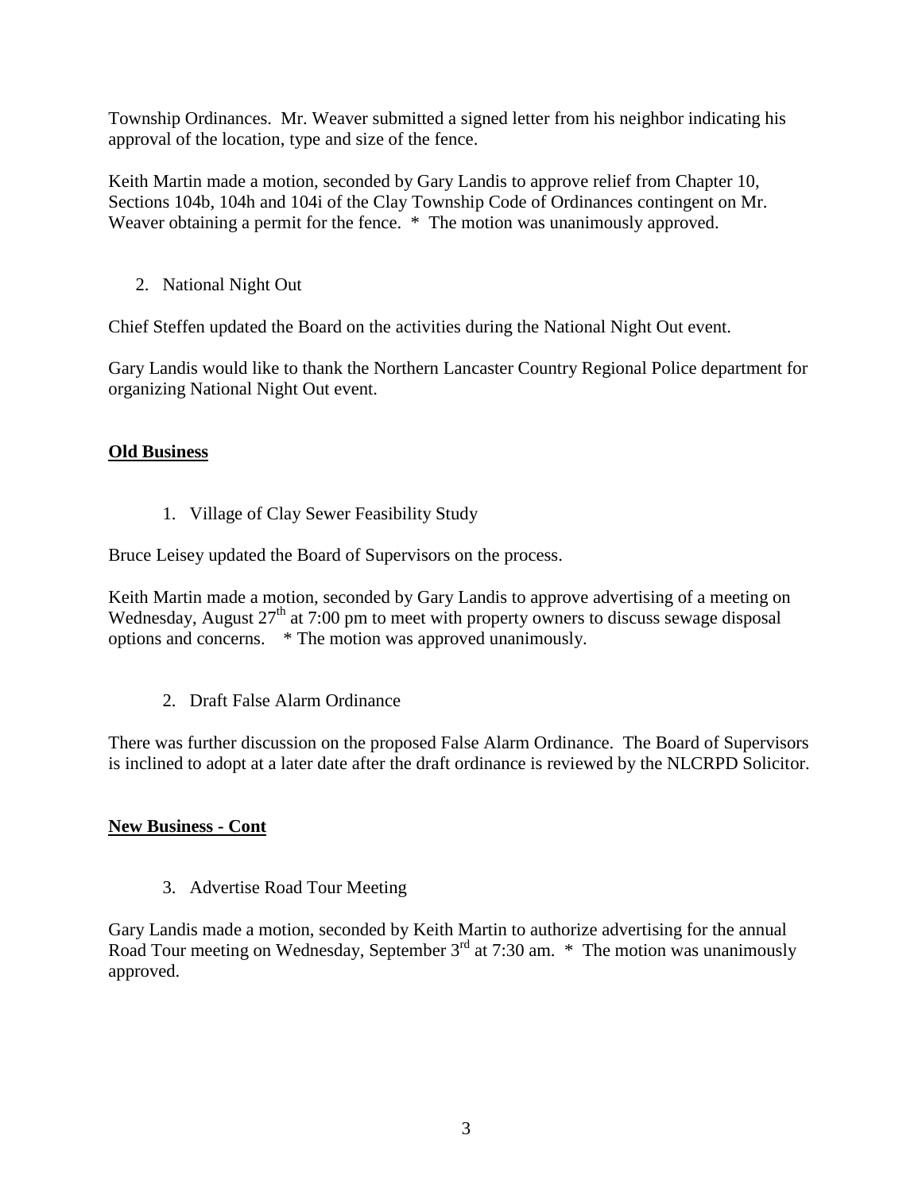Township Ordinances. Mr. Weaver submitted a signed letter from his neighbor indicating his approval of the location, type and size of the fence.

Keith Martin made a motion, seconded by Gary Landis to approve relief from Chapter 10, Sections 104b, 104h and 104i of the Clay Township Code of Ordinances contingent on Mr. Weaver obtaining a permit for the fence. * The motion was unanimously approved.

2. National Night Out

Chief Steffen updated the Board on the activities during the National Night Out event.

Gary Landis would like to thank the Northern Lancaster Country Regional Police department for organizing National Night Out event.

**Old Business**

1. Village of Clay Sewer Feasibility Study

Bruce Leisey updated the Board of Supervisors on the process.

Keith Martin made a motion, seconded by Gary Landis to approve advertising of a meeting on Wednesday, August 27th at 7:00 pm to meet with property owners to discuss sewage disposal options and concerns. * The motion was approved unanimously.

2. Draft False Alarm Ordinance

There was further discussion on the proposed False Alarm Ordinance. The Board of Supervisors is inclined to adopt at a later date after the draft ordinance is reviewed by the NLCRPD Solicitor.

**New Business - Cont**

3. Advertise Road Tour Meeting

Gary Landis made a motion, seconded by Keith Martin to authorize advertising for the annual Road Tour meeting on Wednesday, September 3rd at 7:30 am. * The motion was unanimously approved.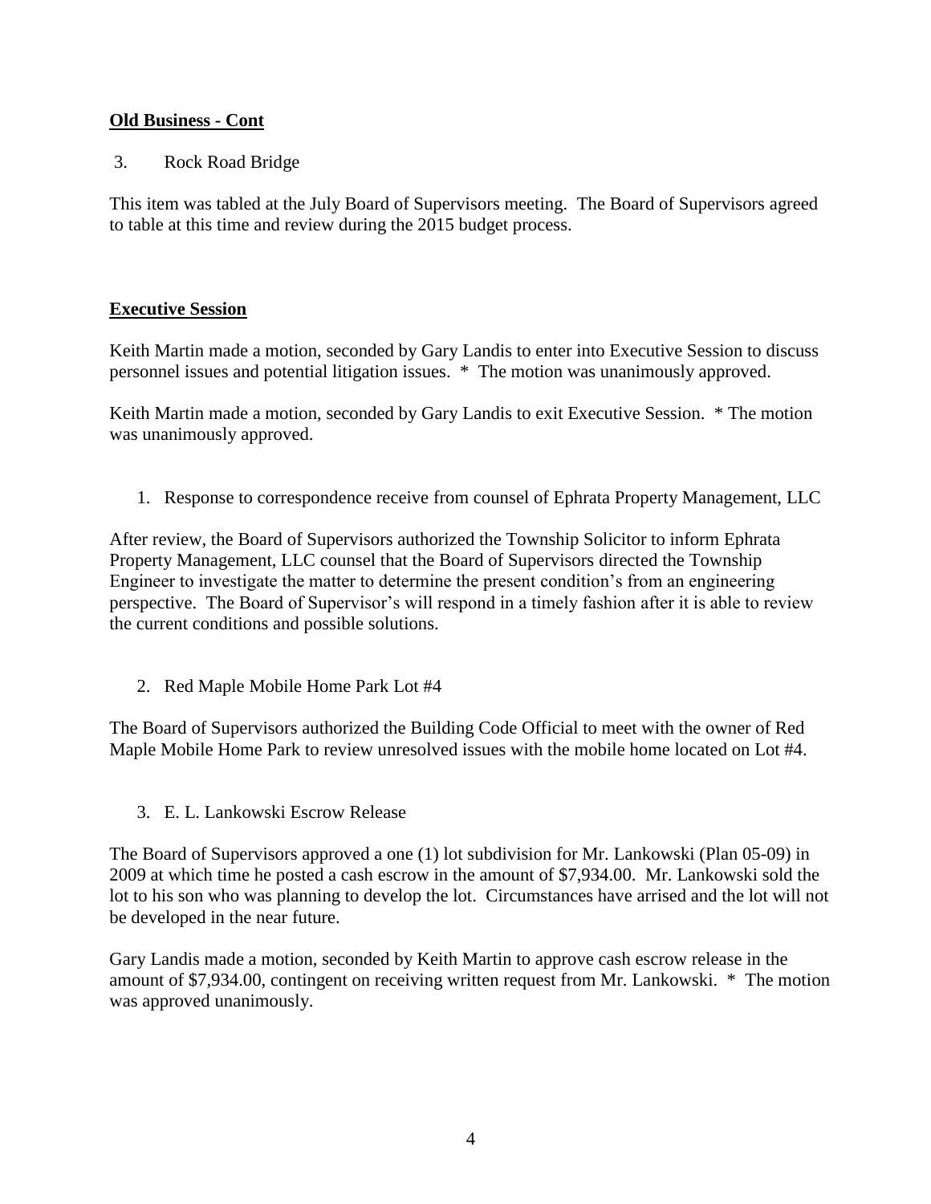**Old Business - Cont**

3. Rock Road Bridge

This item was tabled at the July Board of Supervisors meeting. The Board of Supervisors agreed to table at this time and review during the 2015 budget process.

**Executive Session**

Keith Martin made a motion, seconded by Gary Landis to enter into Executive Session to discuss personnel issues and potential litigation issues. * The motion was unanimously approved.

Keith Martin made a motion, seconded by Gary Landis to exit Executive Session. * The motion was unanimously approved.

1. Response to correspondence receive from counsel of Ephrata Property Management, LLC

After review, the Board of Supervisors authorized the Township Solicitor to inform Ephrata Property Management, LLC counsel that the Board of Supervisors directed the Township Engineer to investigate the matter to determine the present condition's from an engineering perspective. The Board of Supervisor's will respond in a timely fashion after it is able to review the current conditions and possible solutions.

2. Red Maple Mobile Home Park Lot #4

The Board of Supervisors authorized the Building Code Official to meet with the owner of Red Maple Mobile Home Park to review unresolved issues with the mobile home located on Lot #4.

3. E. L. Lankowski Escrow Release

The Board of Supervisors approved a one (1) lot subdivision for Mr. Lankowski (Plan 05-09) in 2009 at which time he posted a cash escrow in the amount of $7,934.00. Mr. Lankowski sold the lot to his son who was planning to develop the lot. Circumstances have arrised and the lot will not be developed in the near future.

Gary Landis made a motion, seconded by Keith Martin to approve cash escrow release in the amount of $7,934.00, contingent on receiving written request from Mr. Lankowski. * The motion was approved unanimously.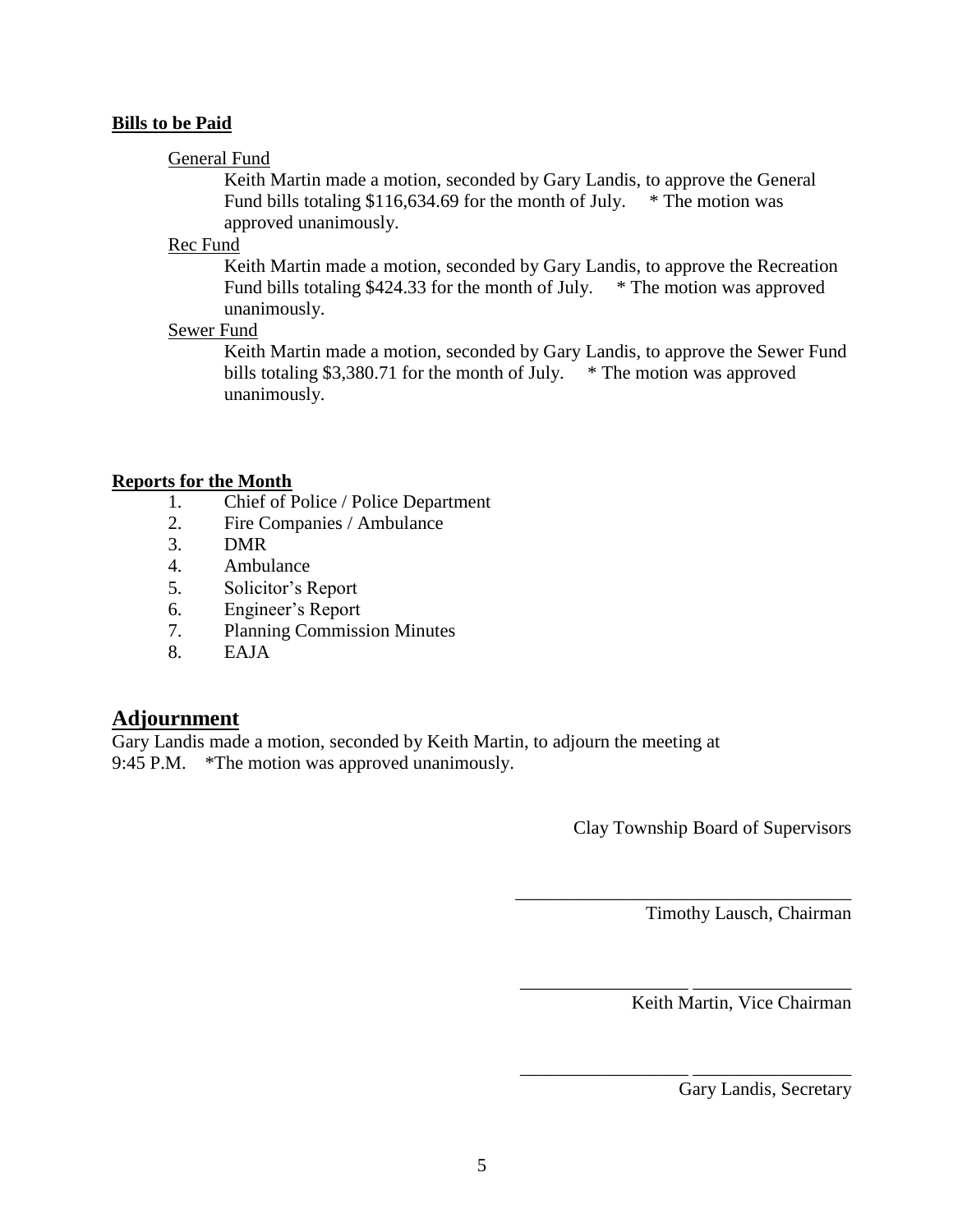**Bills to be Paid**

General Fund

Keith Martin made a motion, seconded by Gary Landis, to approve the General Fund bills totaling $116,634.69 for the month of July. * The motion was approved unanimously.

Rec Fund

Keith Martin made a motion, seconded by Gary Landis, to approve the Recreation Fund bills totaling $424.33 for the month of July. * The motion was approved unanimously.

Sewer Fund

Keith Martin made a motion, seconded by Gary Landis, to approve the Sewer Fund bills totaling $3,380.71 for the month of July. * The motion was approved unanimously.

**Reports for the Month**

1. Chief of Police / Police Department
2. Fire Companies / Ambulance
3. DMR
4. Ambulance
5. Solicitor's Report
6. Engineer's Report
7. Planning Commission Minutes
8. EAJA

## Adjournment

Gary Landis made a motion, seconded by Keith Martin, to adjourn the meeting at 9:45 P.M. *The motion was approved unanimously.

Clay Township Board of Supervisors

_____________________________________

Timothy Lausch, Chairman

_____________________________________

Keith Martin, Vice Chairman

_____________________________________

Gary Landis, Secretary